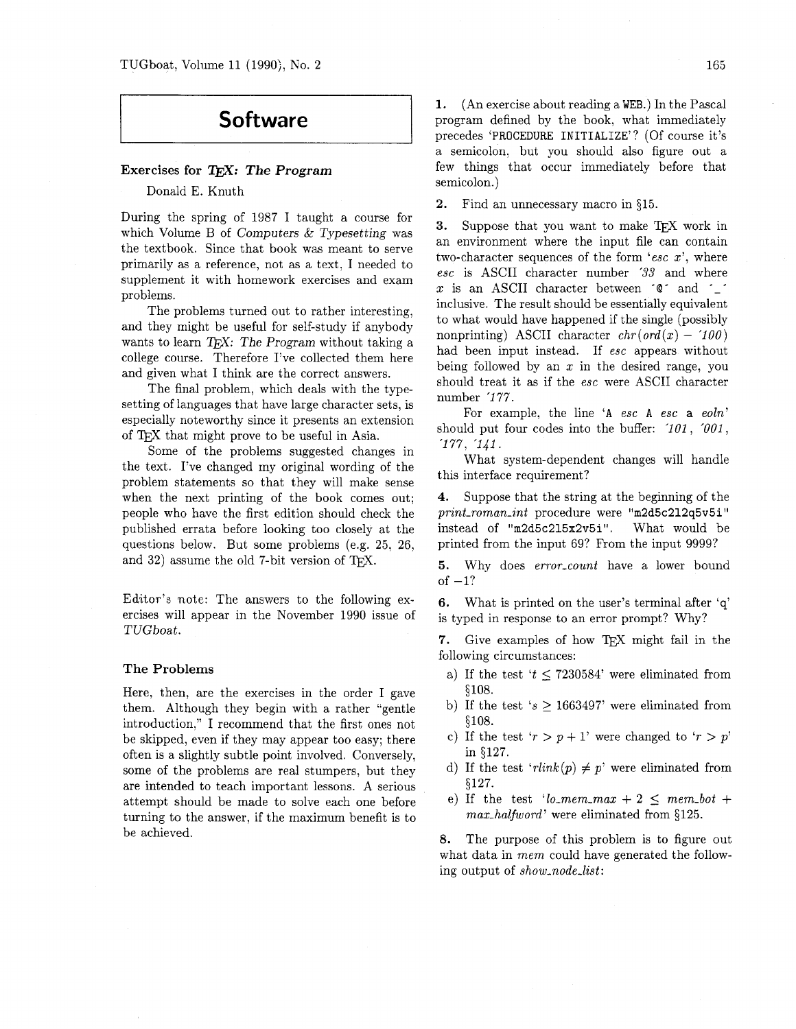# Software

## Exercises for *TeX: The Program*

Donald E. Knuth

During the spring of 1987 I taught a course for which Volume B of *Computers & Typesetting* was the textbook. Since that book was meant to serve primarily as a reference, not as a text, I needed to supplement it with homework exercises and exam problems.

The problems turned out to rather interesting, and they might be useful for self-study if anybody wants to learn *TeX: The Program* without taking a college course. Therefore I've collected them here and given what I think are the correct answers.

The final problem, which deals with the typesetting of languages that have large character sets, is especially noteworthy since it presents an extension of TeX that might prove to be useful in Asia.

Some of the problems suggested changes in the text. I've changed my original wording of the problem statements so that they will make sense when the next printing of the book comes out; people who have the first edition should check the published errata before looking too closely at the questions below. But some problems (e.g. 25, 26, and 32) assume the old 7-bit version of TeX.

Editor's note: The answers to the following exercises will appear in the November 1990 issue of *TUGboat*.

### The Problems

Here, then, are the exercises in the order I gave them. Although they begin with a rather "gentle introduction," I recommend that the first ones not be skipped, even if they may appear too easy; there often is a slightly subtle point involved. Conversely, some of the problems are real stumpers, but they are intended to teach important lessons. A serious attempt should be made to solve each one before turning to the answer, if the maximum benefit is to be achieved.

**1.** (An exercise about reading a WEB.) In the Pascal program defined by the book, what immediately precedes 'PROCEDURE INITIALIZE'? (Of course it's a semicolon, but you should also figure out a few things that occur immediately before that semicolon.)

**2.** Find an unnecessary macro in §15.

**3.** Suppose that you want to make TeX work in an environment where the input file can contain two-character sequences of the form '*esc* *x*', where *esc* is ASCII character number *'33* and where *x* is an ASCII character between '@' and '_' inclusive. The result should be essentially equivalent to what would have happened if the single (possibly nonprinting) ASCII character $chr(ord(x) - \text{'}100)$ had been input instead. If *esc* appears without being followed by an *x* in the desired range, you should treat it as if the *esc* were ASCII character number *'177*.

For example, the line 'A *esc* A *esc* a *eoln*' should put four codes into the buffer: *'101*, *'001*, *'177*, *'141*.

What system-dependent changes will handle this interface requirement?

**4.** Suppose that the string at the beginning of the *print_roman_int* procedure were "m2d5c2l2q5v5i" instead of "m2d5c2l5x2v5i". What would be printed from the input 69? From the input 9999?

**5.** Why does *error_count* have a lower bound of −1?

**6.** What is printed on the user's terminal after 'q' is typed in response to an error prompt? Why?

**7.** Give examples of how TeX might fail in the following circumstances:

a) If the test '$t \le 7230584$' were eliminated from §108.

b) If the test '$s \ge 1663497$' were eliminated from §108.

c) If the test '$r > p + 1$' were changed to '$r > p$' in §127.

d) If the test '$rlink(p) \ne p$' were eliminated from §127.

e) If the test '$lo\_mem\_max + 2 \le mem\_bot + max\_halfword$' were eliminated from §125.

**8.** The purpose of this problem is to figure out what data in *mem* could have generated the following output of *show_node_list*: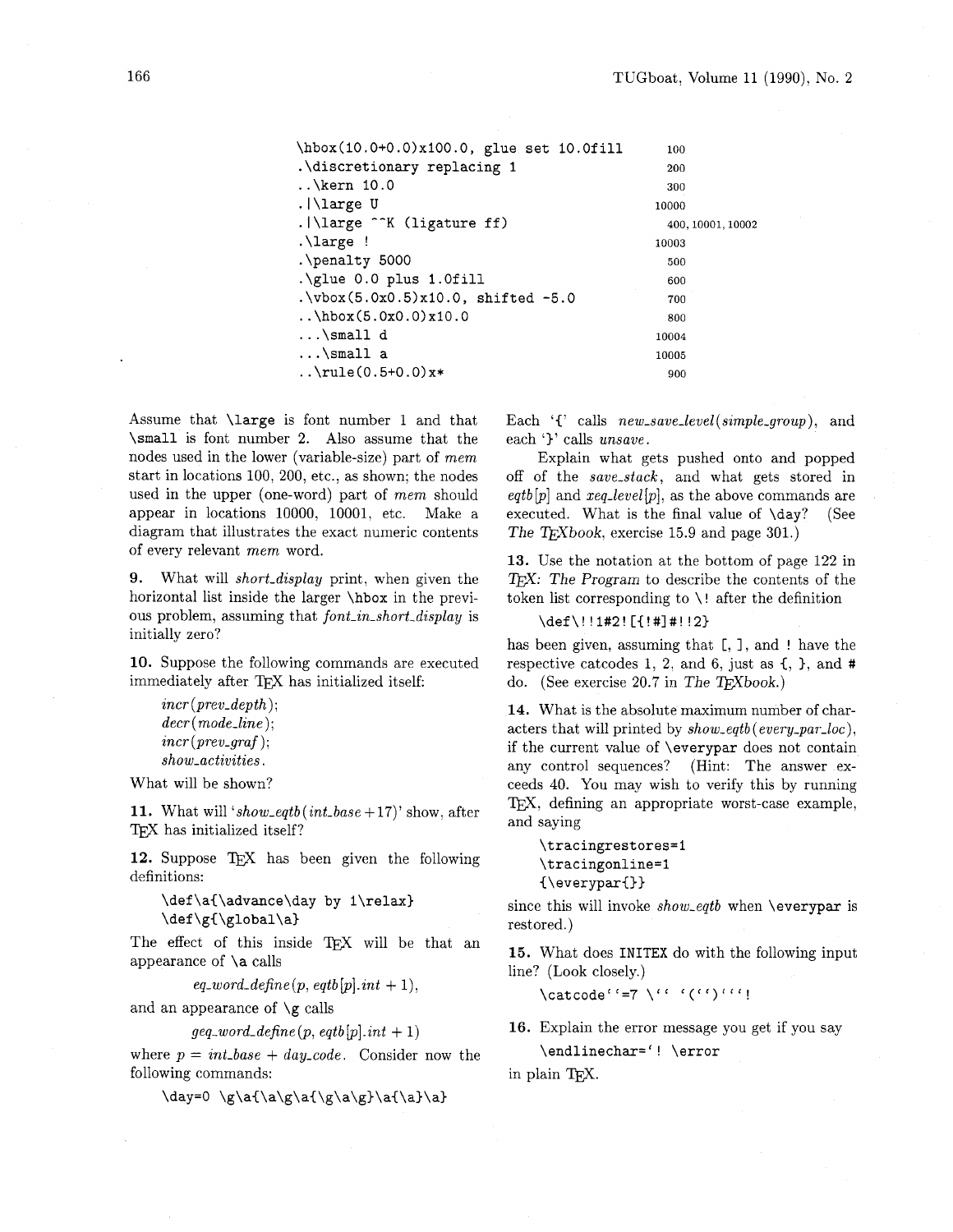```
\hbox(10.0+0.0)x100.0, glue set 10.0fill           100
.\discretionary replacing 1                        200
..\kern 10.0                                       300
.|\large U                                         10000
.|\large ^^K (ligature ff)                         400, 10001, 10002
.\large !                                          10003
.\penalty 5000                                     500
.\glue 0.0 plus 1.0fill                            600
.\vbox(5.0x0.5)x10.0, shifted -5.0                 700
..\hbox(5.0x0.0)x10.0                              800
...\small d                                        10004
...\small a                                        10005
..\rule(0.5+0.0)x*                                 900
```

Assume that `\large` is font number 1 and that `\small` is font number 2. Also assume that the nodes used in the lower (variable-size) part of *mem* start in locations 100, 200, etc., as shown; the nodes used in the upper (one-word) part of *mem* should appear in locations 10000, 10001, etc. Make a diagram that illustrates the exact numeric contents of every relevant *mem* word.

**9.** What will *short_display* print, when given the horizontal list inside the larger `\hbox` in the previous problem, assuming that *font_in_short_display* is initially zero?

**10.** Suppose the following commands are executed immediately after TeX has initialized itself:

> *incr*(*prev_depth*);
> *decr*(*mode_line*);
> *incr*(*prev_graf*);
> *show_activities*.

What will be shown?

**11.** What will '*show_eqtb*(*int_base* + 17)' show, after TeX has initialized itself?

**12.** Suppose TeX has been given the following definitions:

```
\def\a{\advance\day by 1\relax}
\def\g{\global\a}
```

The effect of this inside TeX will be that an appearance of `\a` calls

$$eq\_word\_define(p, eqtb[p].int + 1),$$

and an appearance of `\g` calls

$$geq\_word\_define(p, eqtb[p].int + 1)$$

where $p = int\_base + day\_code$. Consider now the following commands:

```
\day=0 \g\a{\a\g\a{\g\a\g}\a{\a}\a}
```

Each '{' calls *new_save_level*(*simple_group*), and each '}' calls *unsave*.

Explain what gets pushed onto and popped off of the *save_stack*, and what gets stored in *eqtb*[*p*] and *xeq_level*[*p*], as the above commands are executed. What is the final value of `\day`? (See *The TeXbook*, exercise 15.9 and page 301.)

**13.** Use the notation at the bottom of page 122 in *TeX: The Program* to describe the contents of the token list corresponding to `\!` after the definition

```
\def\!!1#2![{!#]#!!2}
```

has been given, assuming that `[`, `]`, and `!` have the respective catcodes 1, 2, and 6, just as `{`, `}`, and `#` do. (See exercise 20.7 in *The TeXbook*.)

**14.** What is the absolute maximum number of characters that will printed by *show_eqtb*(*every_par_loc*), if the current value of `\everypar` does not contain any control sequences? (Hint: The answer exceeds 40. You may wish to verify this by running TeX, defining an appropriate worst-case example, and saying

```
\tracingrestores=1
\tracingonline=1
{\everypar{}}
```

since this will invoke *show_eqtb* when `\everypar` is restored.)

**15.** What does `INITEX` do with the following input line? (Look closely.)

```
\catcode''=7 \'' '(''}'''!
```

**16.** Explain the error message you get if you say

```
\endlinechar='! \error
```

in plain TeX.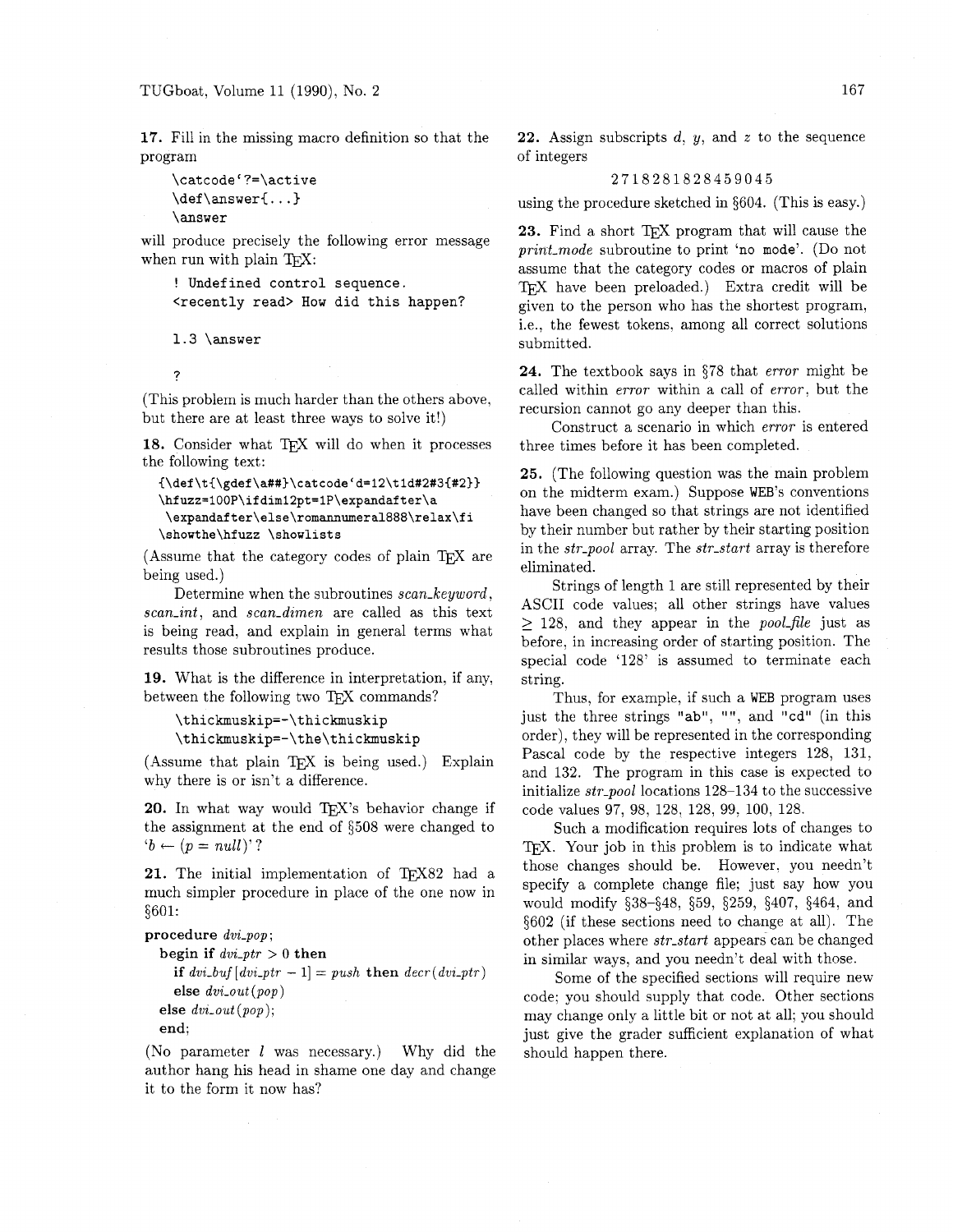**17.** Fill in the missing macro definition so that the program

```
\catcode`?=\active
\def\answer{...}
\answer
```

will produce precisely the following error message when run with plain TeX:

```
! Undefined control sequence.
<recently read> How did this happen?

l.3 \answer

?
```

(This problem is much harder than the others above, but there are at least three ways to solve it!)

**18.** Consider what TeX will do when it processes the following text:

```
{\def\t{\gdef\a##}\catcode`d=12\t1d#2#3{#2}}
\hfuzz=100P\ifdim12pt=1P\expandafter\a
 \expandafter\else\romannumeral888\relax\fi
\showthe\hfuzz \showlists
```

(Assume that the category codes of plain TeX are being used.)

Determine when the subroutines *scan_keyword*, *scan_int*, and *scan_dimen* are called as this text is being read, and explain in general terms what results those subroutines produce.

**19.** What is the difference in interpretation, if any, between the following two TeX commands?

```
\thickmuskip=-\thickmuskip
\thickmuskip=-\the\thickmuskip
```

(Assume that plain TeX is being used.) Explain why there is or isn't a difference.

**20.** In what way would TeX's behavior change if the assignment at the end of §508 were changed to '$b \leftarrow (p = null)$'?

**21.** The initial implementation of TeX82 had a much simpler procedure in place of the one now in §601:

**procedure** *dvi_pop*;
  **begin if** $dvi\_ptr > 0$ **then**
    **if** $dvi\_buf[dvi\_ptr - 1] = push$ **then** *decr*(*dvi_ptr*)
    **else** *dvi_out*(*pop*)
  **else** *dvi_out*(*pop*);
  **end**;

(No parameter $l$ was necessary.) Why did the author hang his head in shame one day and change it to the form it now has?

**22.** Assign subscripts $d$, $y$, and $z$ to the sequence of integers

2 7 1 8 2 8 1 8 2 8 4 5 9 0 4 5

using the procedure sketched in §604. (This is easy.)

**23.** Find a short TeX program that will cause the *print_mode* subroutine to print '`no mode`'. (Do not assume that the category codes or macros of plain TeX have been preloaded.) Extra credit will be given to the person who has the shortest program, i.e., the fewest tokens, among all correct solutions submitted.

**24.** The textbook says in §78 that *error* might be called within *error* within a call of *error*, but the recursion cannot go any deeper than this.

Construct a scenario in which *error* is entered three times before it has been completed.

**25.** (The following question was the main problem on the midterm exam.) Suppose WEB's conventions have been changed so that strings are not identified by their number but rather by their starting position in the *str_pool* array. The *str_start* array is therefore eliminated.

Strings of length 1 are still represented by their ASCII code values; all other strings have values $\geq 128$, and they appear in the *pool_file* just as before, in increasing order of starting position. The special code '128' is assumed to terminate each string.

Thus, for example, if such a WEB program uses just the three strings "ab", "", and "cd" (in this order), they will be represented in the corresponding Pascal code by the respective integers 128, 131, and 132. The program in this case is expected to initialize *str_pool* locations 128–134 to the successive code values 97, 98, 128, 128, 99, 100, 128.

Such a modification requires lots of changes to TeX. Your job in this problem is to indicate what those changes should be. However, you needn't specify a complete change file; just say how you would modify §38–§48, §59, §259, §407, §464, and §602 (if these sections need to change at all). The other places where *str_start* appears can be changed in similar ways, and you needn't deal with those.

Some of the specified sections will require new code; you should supply that code. Other sections may change only a little bit or not at all; you should just give the grader sufficient explanation of what should happen there.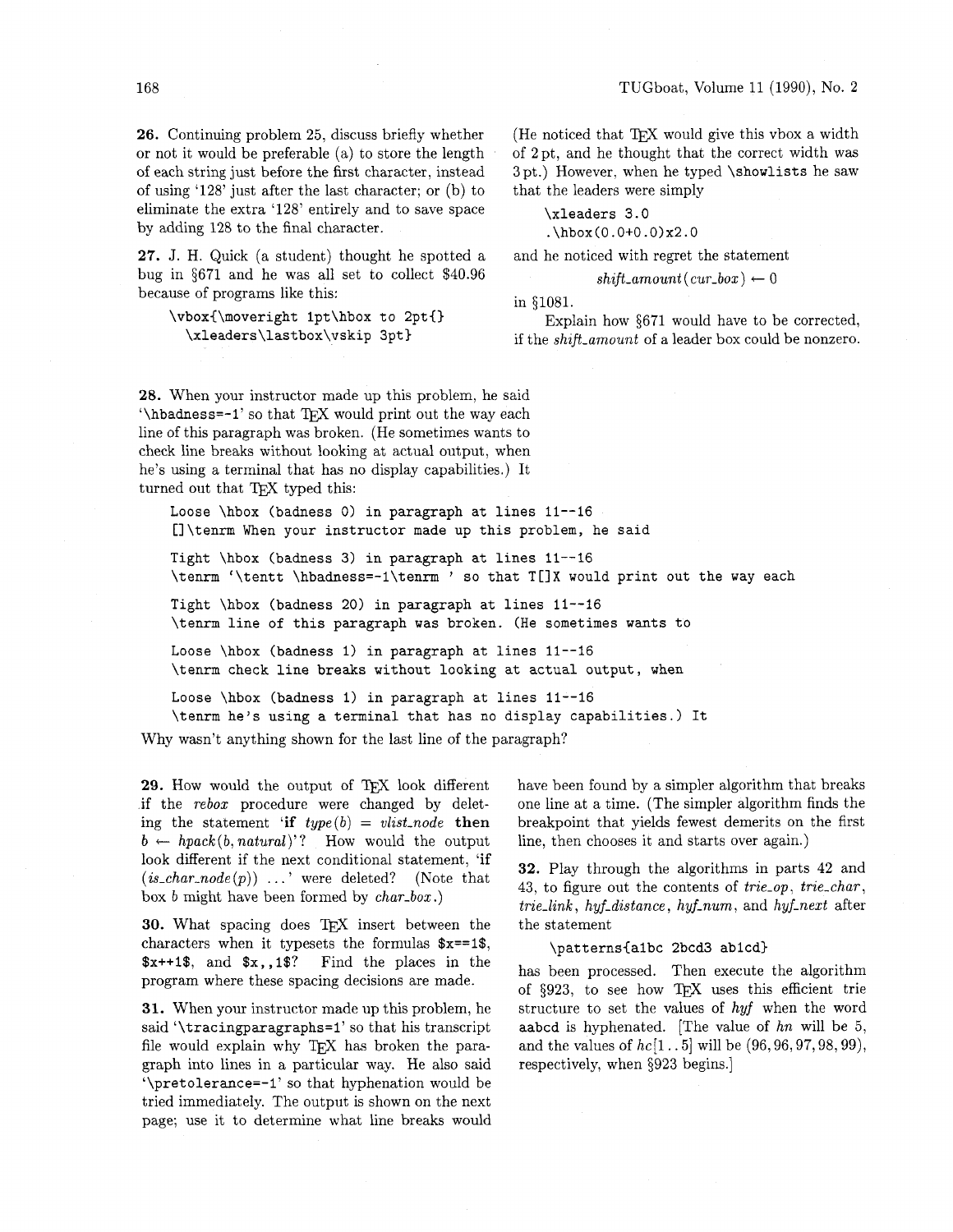**26.** Continuing problem 25, discuss briefly whether or not it would be preferable (a) to store the length of each string just before the first character, instead of using '128' just after the last character; or (b) to eliminate the extra '128' entirely and to save space by adding 128 to the final character.

**27.** J. H. Quick (a student) thought he spotted a bug in §671 and he was all set to collect $40.96 because of programs like this:

```
\vbox{\moveright 1pt\hbox to 2pt{}
  \xleaders\lastbox\vskip 3pt}
```

(He noticed that TeX would give this vbox a width of 2 pt, and he thought that the correct width was 3 pt.) However, when he typed `\showlists` he saw that the leaders were simply

```
\xleaders 3.0
.\hbox(0.0+0.0)x2.0
```

and he noticed with regret the statement

$$\mathit{shift\_amount}(\mathit{cur\_box}) \leftarrow 0$$

in §1081.

Explain how §671 would have to be corrected, if the *shift_amount* of a leader box could be nonzero.

**28.** When your instructor made up this problem, he said '`\hbadness=-1`' so that TeX would print out the way each line of this paragraph was broken. (He sometimes wants to check line breaks without looking at actual output, when he's using a terminal that has no display capabilities.) It turned out that TeX typed this:

```
Loose \hbox (badness 0) in paragraph at lines 11--16
[]\tenrm When your instructor made up this problem, he said

Tight \hbox (badness 3) in paragraph at lines 11--16
\tenrm '\tentt \hbadness=-1\tenrm ' so that T[]X would print out the way each

Tight \hbox (badness 20) in paragraph at lines 11--16
\tenrm line of this paragraph was broken. (He sometimes wants to

Loose \hbox (badness 1) in paragraph at lines 11--16
\tenrm check line breaks without looking at actual output, when

Loose \hbox (badness 1) in paragraph at lines 11--16
\tenrm he's using a terminal that has no display capabilities.) It
```

Why wasn't anything shown for the last line of the paragraph?

**29.** How would the output of TeX look different if the *rebox* procedure were changed by deleting the statement '**if** $type(b) = vlist\_node$ **then** $b \leftarrow hpack(b, natural)$'? How would the output look different if the next conditional statement, '**if** $(is\_char\_node(p))$ ...' were deleted? (Note that box $b$ might have been formed by *char_box*.)

**30.** What spacing does TeX insert between the characters when it typesets the formulas `$x==1$`, `$x++1$`, and `$x,,1$`? Find the places in the program where these spacing decisions are made.

**31.** When your instructor made up this problem, he said '`\tracingparagraphs=1`' so that his transcript file would explain why TeX has broken the paragraph into lines in a particular way. He also said '`\pretolerance=-1`' so that hyphenation would be tried immediately. The output is shown on the next page; use it to determine what line breaks would have been found by a simpler algorithm that breaks one line at a time. (The simpler algorithm finds the breakpoint that yields fewest demerits on the first line, then chooses it and starts over again.)

**32.** Play through the algorithms in parts 42 and 43, to figure out the contents of *trie_op*, *trie_char*, *trie_link*, *hyf_distance*, *hyf_num*, and *hyf_next* after the statement

```
\patterns{a1bc 2bcd3 ab1cd}
```

has been processed. Then execute the algorithm of §923, to see how TeX uses this efficient trie structure to set the values of *hyf* when the word `aabcd` is hyphenated. [The value of *hn* will be 5, and the values of $hc[1\,..\,5]$ will be $(96, 96, 97, 98, 99)$, respectively, when §923 begins.]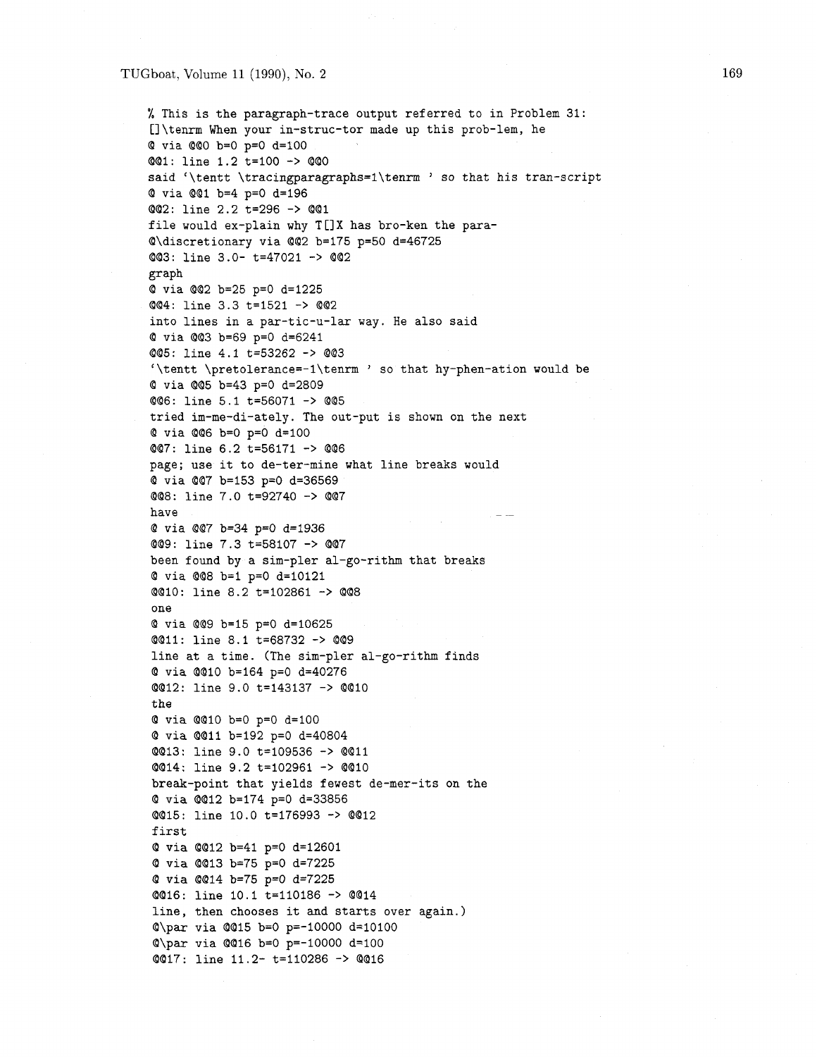```
% This is the paragraph-trace output referred to in Problem 31:
[]\tenrm When your in-struc-tor made up this prob-lem, he
@ via @@0 b=0 p=0 d=100
@@1: line 1.2 t=100 -> @@0
said `\tentt \tracingparagraphs=1\tenrm ' so that his tran-script
@ via @@1 b=4 p=0 d=196
@@2: line 2.2 t=296 -> @@1
file would ex-plain why T[]X has bro-ken the para-
@\discretionary via @@2 b=175 p=50 d=46725
@@3: line 3.0- t=47021 -> @@2
graph
@ via @@2 b=25 p=0 d=1225
@@4: line 3.3 t=1521 -> @@2
into lines in a par-tic-u-lar way. He also said
@ via @@3 b=69 p=0 d=6241
@@5: line 4.1 t=53262 -> @@3
`\tentt \pretolerance=-1\tenrm ' so that hy-phen-ation would be
@ via @@5 b=43 p=0 d=2809
@@6: line 5.1 t=56071 -> @@5
tried im-me-di-ately. The out-put is shown on the next
@ via @@6 b=0 p=0 d=100
@@7: line 6.2 t=56171 -> @@6
page; use it to de-ter-mine what line breaks would
@ via @@7 b=153 p=0 d=36569
@@8: line 7.0 t=92740 -> @@7
have
@ via @@7 b=34 p=0 d=1936
@@9: line 7.3 t=58107 -> @@7
been found by a sim-pler al-go-rithm that breaks
@ via @@8 b=1 p=0 d=10121
@@10: line 8.2 t=102861 -> @@8
one
@ via @@9 b=15 p=0 d=10625
@@11: line 8.1 t=68732 -> @@9
line at a time. (The sim-pler al-go-rithm finds
@ via @@10 b=164 p=0 d=40276
@@12: line 9.0 t=143137 -> @@10
the
@ via @@10 b=0 p=0 d=100
@ via @@11 b=192 p=0 d=40804
@@13: line 9.0 t=109536 -> @@11
@@14: line 9.2 t=102961 -> @@10
break-point that yields fewest de-mer-its on the
@ via @@12 b=174 p=0 d=33856
@@15: line 10.0 t=176993 -> @@12
first
@ via @@12 b=41 p=0 d=12601
@ via @@13 b=75 p=0 d=7225
@ via @@14 b=75 p=0 d=7225
@@16: line 10.1 t=110186 -> @@14
line, then chooses it and starts over again.)
@\par via @@15 b=0 p=-10000 d=10100
@\par via @@16 b=0 p=-10000 d=100
@@17: line 11.2- t=110286 -> @@16
```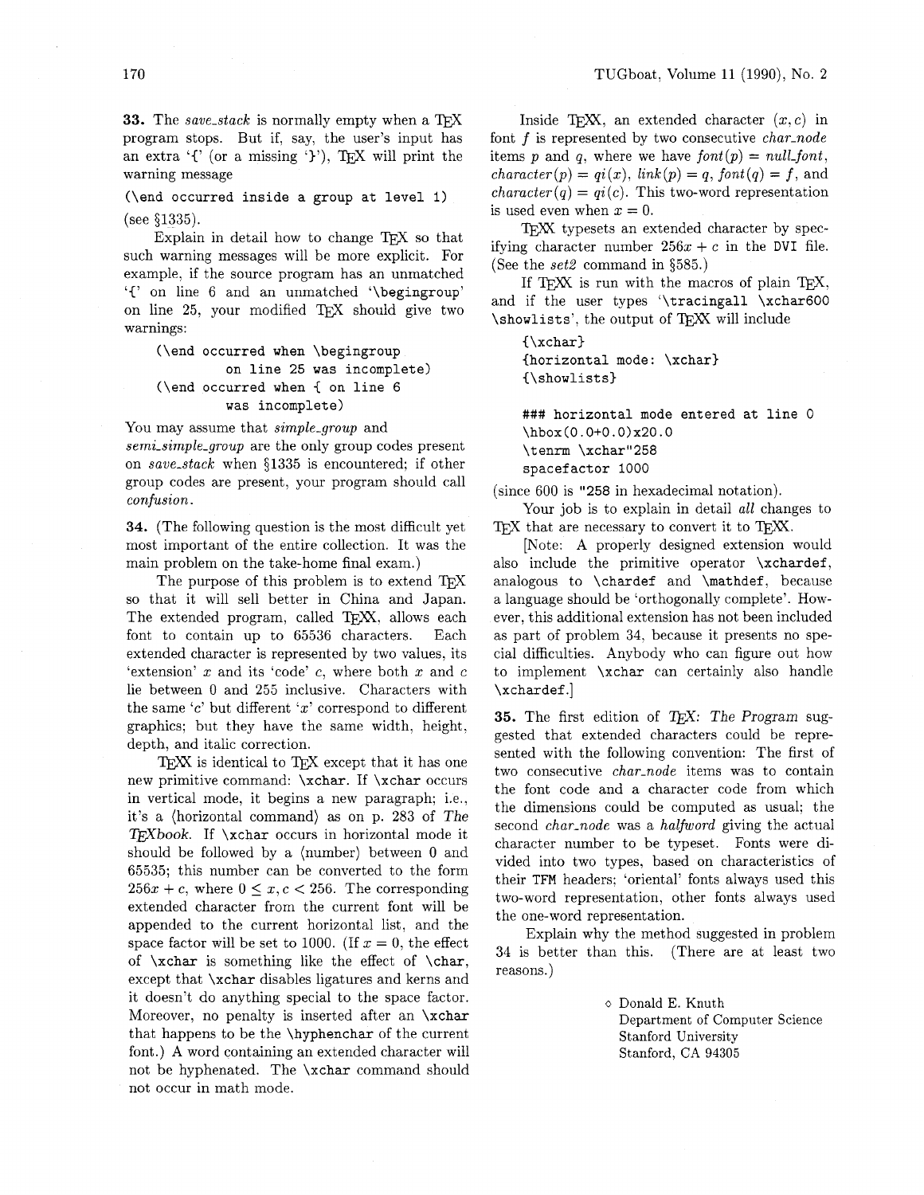**33.** The *save_stack* is normally empty when a TeX program stops. But if, say, the user's input has an extra '{' (or a missing '}'), TeX will print the warning message

```
(\end occurred inside a group at level 1)
```

(see §1335).

Explain in detail how to change TeX so that such warning messages will be more explicit. For example, if the source program has an unmatched '{' on line 6 and an unmatched '\begingroup' on line 25, your modified TeX should give two warnings:

```
(\end occurred when \begingroup
        on line 25 was incomplete)
(\end occurred when { on line 6
        was incomplete)
```

You may assume that *simple_group* and *semi_simple_group* are the only group codes present on *save_stack* when §1335 is encountered; if other group codes are present, your program should call *confusion*.

**34.** (The following question is the most difficult yet most important of the entire collection. It was the main problem on the take-home final exam.)

The purpose of this problem is to extend TeX so that it will sell better in China and Japan. The extended program, called TeXX, allows each font to contain up to 65536 characters. Each extended character is represented by two values, its 'extension' $x$ and its 'code' $c$, where both $x$ and $c$ lie between 0 and 255 inclusive. Characters with the same '$c$' but different '$x$' correspond to different graphics; but they have the same width, height, depth, and italic correction.

TeXX is identical to TeX except that it has one new primitive command: `\xchar`. If `\xchar` occurs in vertical mode, it begins a new paragraph; i.e., it's a ⟨horizontal command⟩ as on p. 283 of *The TeXbook*. If `\xchar` occurs in horizontal mode it should be followed by a ⟨number⟩ between 0 and 65535; this number can be converted to the form $256x + c$, where $0 \le x, c < 256$. The corresponding extended character from the current font will be appended to the current horizontal list, and the space factor will be set to 1000. (If $x = 0$, the effect of `\xchar` is something like the effect of `\char`, except that `\xchar` disables ligatures and kerns and it doesn't do anything special to the space factor. Moreover, no penalty is inserted after an `\xchar` that happens to be the `\hyphenchar` of the current font.) A word containing an extended character will not be hyphenated. The `\xchar` command should not occur in math mode.

Inside TeXX, an extended character $(x, c)$ in font $f$ is represented by two consecutive *char_node* items $p$ and $q$, where we have $font(p) = null\_font$, $character(p) = qi(x)$, $link(p) = q$, $font(q) = f$, and $character(q) = qi(c)$. This two-word representation is used even when $x = 0$.

TeXX typesets an extended character by specifying character number $256x + c$ in the DVI file. (See the *set2* command in §585.)

If TeXX is run with the macros of plain TeX, and if the user types '`\tracingall \xchar600 \showlists`', the output of TeXX will include

```
{\xchar}
{horizontal mode: \xchar}
{\showlists}

### horizontal mode entered at line 0
\hbox(0.0+0.0)x20.0
\tenrm \xchar"258
spacefactor 1000
```

(since 600 is "258 in hexadecimal notation).

Your job is to explain in detail *all* changes to TeX that are necessary to convert it to TeXX.

[Note: A properly designed extension would also include the primitive operator `\xchardef`, analogous to `\chardef` and `\mathdef`, because a language should be 'orthogonally complete'. However, this additional extension has not been included as part of problem 34, because it presents no special difficulties. Anybody who can figure out how to implement `\xchar` can certainly also handle `\xchardef`.]

**35.** The first edition of *TeX: The Program* suggested that extended characters could be represented with the following convention: The first of two consecutive *char_node* items was to contain the font code and a character code from which the dimensions could be computed as usual; the second *char_node* was a *halfword* giving the actual character number to be typeset. Fonts were divided into two types, based on characteristics of their TFM headers; 'oriental' fonts always used this two-word representation, other fonts always used the one-word representation.

Explain why the method suggested in problem 34 is better than this. (There are at least two reasons.)

◇ Donald E. Knuth
Department of Computer Science
Stanford University
Stanford, CA 94305